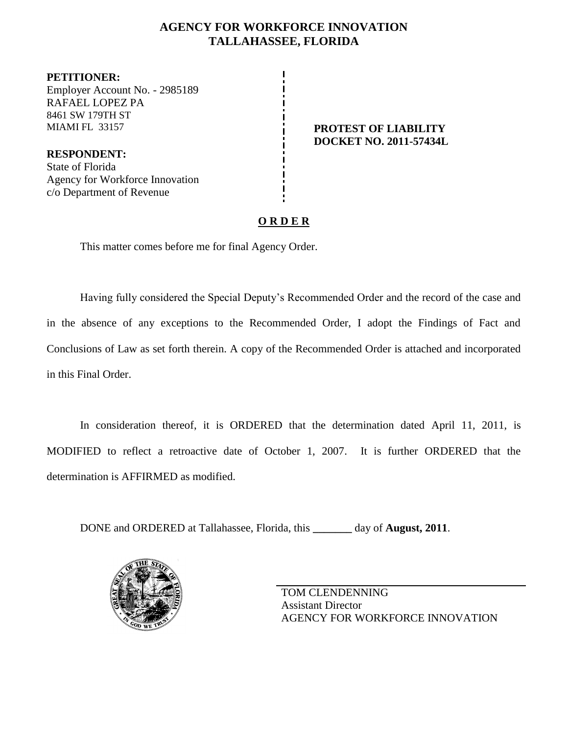# AGENCY FOR WORKFORCE INNOVATION
## TALLAHASSEE, FLORIDA

**PETITIONER:**
Employer Account No. - 2985189
RAFAEL LOPEZ PA
8461 SW 179TH ST
MIAMI FL 33157

**RESPONDENT:**
State of Florida
Agency for Workforce Innovation
c/o Department of Revenue

**PROTEST OF LIABILITY**
**DOCKET NO. 2011-57434L**

**O R D E R**

This matter comes before me for final Agency Order.

Having fully considered the Special Deputy's Recommended Order and the record of the case and in the absence of any exceptions to the Recommended Order, I adopt the Findings of Fact and Conclusions of Law as set forth therein. A copy of the Recommended Order is attached and incorporated in this Final Order.

In consideration thereof, it is ORDERED that the determination dated April 11, 2011, is MODIFIED to reflect a retroactive date of October 1, 2007. It is further ORDERED that the determination is AFFIRMED as modified.

DONE and ORDERED at Tallahassee, Florida, this _______ day of **August, 2011**.

TOM CLENDENNING
Assistant Director
AGENCY FOR WORKFORCE INNOVATION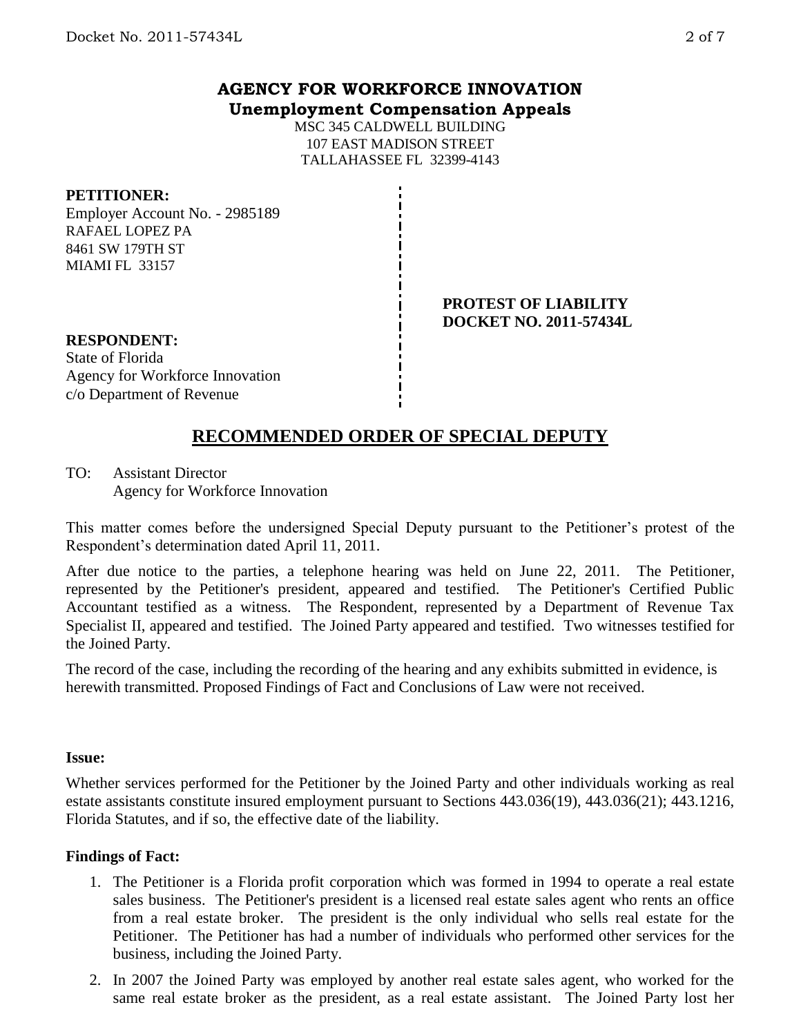# AGENCY FOR WORKFORCE INNOVATION
## Unemployment Compensation Appeals

MSC 345 CALDWELL BUILDING
107 EAST MADISON STREET
TALLAHASSEE FL 32399-4143

**PETITIONER:**
Employer Account No. - 2985189
RAFAEL LOPEZ PA
8461 SW 179TH ST
MIAMI FL 33157

**PROTEST OF LIABILITY**
**DOCKET NO. 2011-57434L**

**RESPONDENT:**
State of Florida
Agency for Workforce Innovation
c/o Department of Revenue

## RECOMMENDED ORDER OF SPECIAL DEPUTY

TO: Assistant Director
Agency for Workforce Innovation

This matter comes before the undersigned Special Deputy pursuant to the Petitioner's protest of the Respondent's determination dated April 11, 2011.

After due notice to the parties, a telephone hearing was held on June 22, 2011. The Petitioner, represented by the Petitioner's president, appeared and testified. The Petitioner's Certified Public Accountant testified as a witness. The Respondent, represented by a Department of Revenue Tax Specialist II, appeared and testified. The Joined Party appeared and testified. Two witnesses testified for the Joined Party.

The record of the case, including the recording of the hearing and any exhibits submitted in evidence, is herewith transmitted. Proposed Findings of Fact and Conclusions of Law were not received.

**Issue:**

Whether services performed for the Petitioner by the Joined Party and other individuals working as real estate assistants constitute insured employment pursuant to Sections 443.036(19), 443.036(21); 443.1216, Florida Statutes, and if so, the effective date of the liability.

**Findings of Fact:**

1. The Petitioner is a Florida profit corporation which was formed in 1994 to operate a real estate sales business. The Petitioner's president is a licensed real estate sales agent who rents an office from a real estate broker. The president is the only individual who sells real estate for the Petitioner. The Petitioner has had a number of individuals who performed other services for the business, including the Joined Party.
2. In 2007 the Joined Party was employed by another real estate sales agent, who worked for the same real estate broker as the president, as a real estate assistant. The Joined Party lost her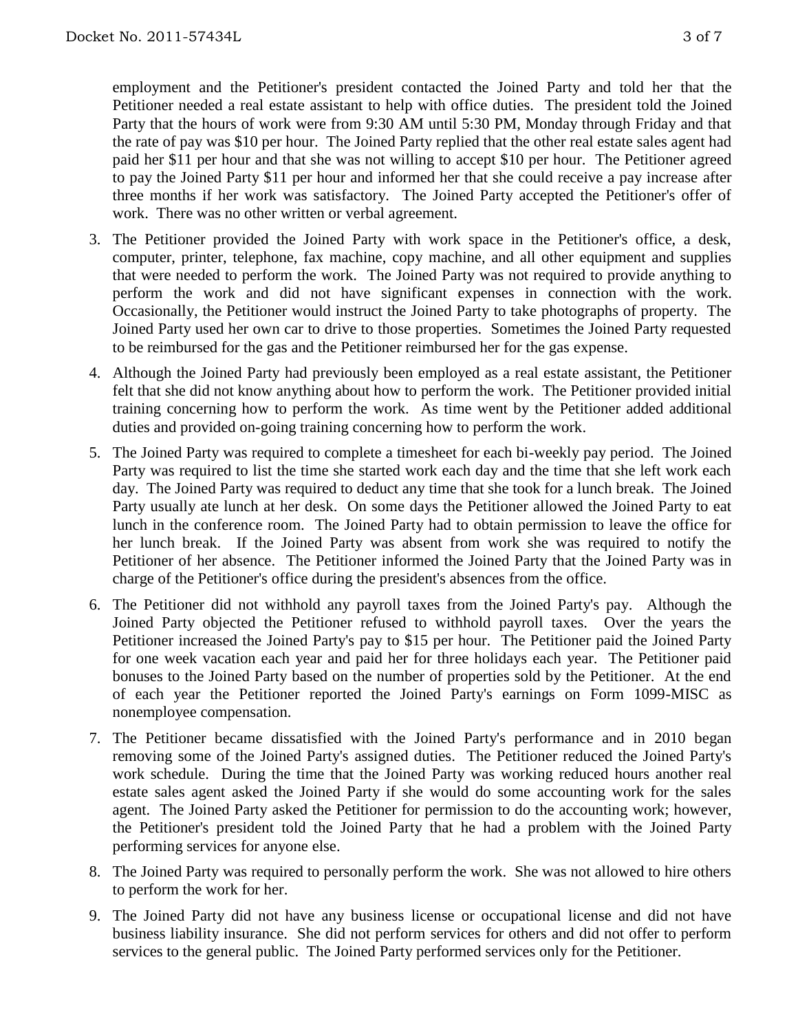employment and the Petitioner's president contacted the Joined Party and told her that the Petitioner needed a real estate assistant to help with office duties. The president told the Joined Party that the hours of work were from 9:30 AM until 5:30 PM, Monday through Friday and that the rate of pay was $10 per hour. The Joined Party replied that the other real estate sales agent had paid her $11 per hour and that she was not willing to accept $10 per hour. The Petitioner agreed to pay the Joined Party $11 per hour and informed her that she could receive a pay increase after three months if her work was satisfactory. The Joined Party accepted the Petitioner's offer of work. There was no other written or verbal agreement.

3. The Petitioner provided the Joined Party with work space in the Petitioner's office, a desk, computer, printer, telephone, fax machine, copy machine, and all other equipment and supplies that were needed to perform the work. The Joined Party was not required to provide anything to perform the work and did not have significant expenses in connection with the work. Occasionally, the Petitioner would instruct the Joined Party to take photographs of property. The Joined Party used her own car to drive to those properties. Sometimes the Joined Party requested to be reimbursed for the gas and the Petitioner reimbursed her for the gas expense.

4. Although the Joined Party had previously been employed as a real estate assistant, the Petitioner felt that she did not know anything about how to perform the work. The Petitioner provided initial training concerning how to perform the work. As time went by the Petitioner added additional duties and provided on-going training concerning how to perform the work.

5. The Joined Party was required to complete a timesheet for each bi-weekly pay period. The Joined Party was required to list the time she started work each day and the time that she left work each day. The Joined Party was required to deduct any time that she took for a lunch break. The Joined Party usually ate lunch at her desk. On some days the Petitioner allowed the Joined Party to eat lunch in the conference room. The Joined Party had to obtain permission to leave the office for her lunch break. If the Joined Party was absent from work she was required to notify the Petitioner of her absence. The Petitioner informed the Joined Party that the Joined Party was in charge of the Petitioner's office during the president's absences from the office.

6. The Petitioner did not withhold any payroll taxes from the Joined Party's pay. Although the Joined Party objected the Petitioner refused to withhold payroll taxes. Over the years the Petitioner increased the Joined Party's pay to $15 per hour. The Petitioner paid the Joined Party for one week vacation each year and paid her for three holidays each year. The Petitioner paid bonuses to the Joined Party based on the number of properties sold by the Petitioner. At the end of each year the Petitioner reported the Joined Party's earnings on Form 1099-MISC as nonemployee compensation.

7. The Petitioner became dissatisfied with the Joined Party's performance and in 2010 began removing some of the Joined Party's assigned duties. The Petitioner reduced the Joined Party's work schedule. During the time that the Joined Party was working reduced hours another real estate sales agent asked the Joined Party if she would do some accounting work for the sales agent. The Joined Party asked the Petitioner for permission to do the accounting work; however, the Petitioner's president told the Joined Party that he had a problem with the Joined Party performing services for anyone else.

8. The Joined Party was required to personally perform the work. She was not allowed to hire others to perform the work for her.

9. The Joined Party did not have any business license or occupational license and did not have business liability insurance. She did not perform services for others and did not offer to perform services to the general public. The Joined Party performed services only for the Petitioner.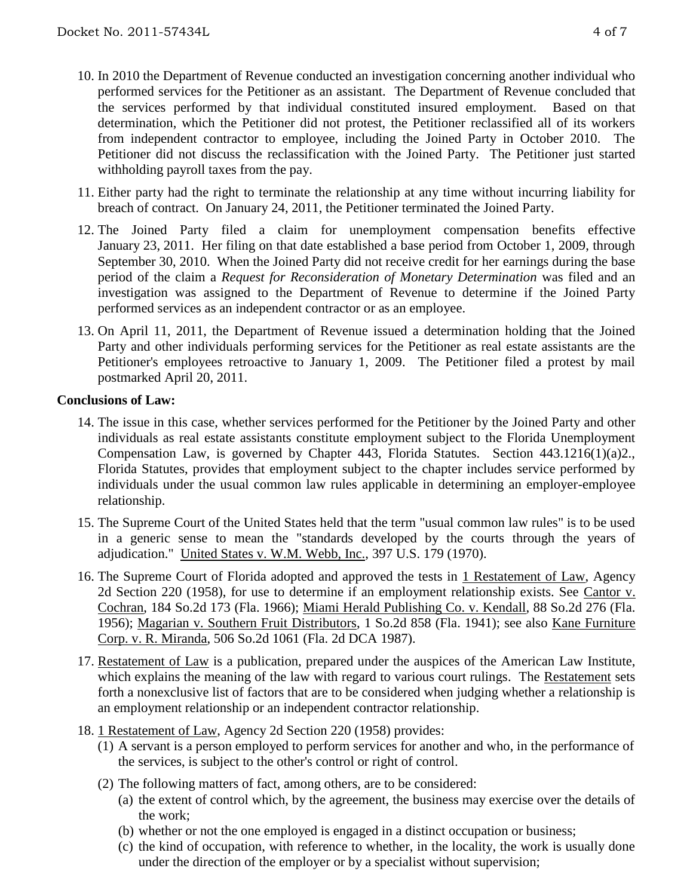10. In 2010 the Department of Revenue conducted an investigation concerning another individual who performed services for the Petitioner as an assistant. The Department of Revenue concluded that the services performed by that individual constituted insured employment. Based on that determination, which the Petitioner did not protest, the Petitioner reclassified all of its workers from independent contractor to employee, including the Joined Party in October 2010. The Petitioner did not discuss the reclassification with the Joined Party. The Petitioner just started withholding payroll taxes from the pay.

11. Either party had the right to terminate the relationship at any time without incurring liability for breach of contract. On January 24, 2011, the Petitioner terminated the Joined Party.

12. The Joined Party filed a claim for unemployment compensation benefits effective January 23, 2011. Her filing on that date established a base period from October 1, 2009, through September 30, 2010. When the Joined Party did not receive credit for her earnings during the base period of the claim a *Request for Reconsideration of Monetary Determination* was filed and an investigation was assigned to the Department of Revenue to determine if the Joined Party performed services as an independent contractor or as an employee.

13. On April 11, 2011, the Department of Revenue issued a determination holding that the Joined Party and other individuals performing services for the Petitioner as real estate assistants are the Petitioner's employees retroactive to January 1, 2009. The Petitioner filed a protest by mail postmarked April 20, 2011.

**Conclusions of Law:**

14. The issue in this case, whether services performed for the Petitioner by the Joined Party and other individuals as real estate assistants constitute employment subject to the Florida Unemployment Compensation Law, is governed by Chapter 443, Florida Statutes. Section 443.1216(1)(a)2., Florida Statutes, provides that employment subject to the chapter includes service performed by individuals under the usual common law rules applicable in determining an employer-employee relationship.

15. The Supreme Court of the United States held that the term "usual common law rules" is to be used in a generic sense to mean the "standards developed by the courts through the years of adjudication." United States v. W.M. Webb, Inc., 397 U.S. 179 (1970).

16. The Supreme Court of Florida adopted and approved the tests in 1 Restatement of Law, Agency 2d Section 220 (1958), for use to determine if an employment relationship exists. See Cantor v. Cochran, 184 So.2d 173 (Fla. 1966); Miami Herald Publishing Co. v. Kendall, 88 So.2d 276 (Fla. 1956); Magarian v. Southern Fruit Distributors, 1 So.2d 858 (Fla. 1941); see also Kane Furniture Corp. v. R. Miranda, 506 So.2d 1061 (Fla. 2d DCA 1987).

17. Restatement of Law is a publication, prepared under the auspices of the American Law Institute, which explains the meaning of the law with regard to various court rulings. The Restatement sets forth a nonexclusive list of factors that are to be considered when judging whether a relationship is an employment relationship or an independent contractor relationship.

18. 1 Restatement of Law, Agency 2d Section 220 (1958) provides:
    (1) A servant is a person employed to perform services for another and who, in the performance of the services, is subject to the other's control or right of control.
    (2) The following matters of fact, among others, are to be considered:
        (a) the extent of control which, by the agreement, the business may exercise over the details of the work;
        (b) whether or not the one employed is engaged in a distinct occupation or business;
        (c) the kind of occupation, with reference to whether, in the locality, the work is usually done under the direction of the employer or by a specialist without supervision;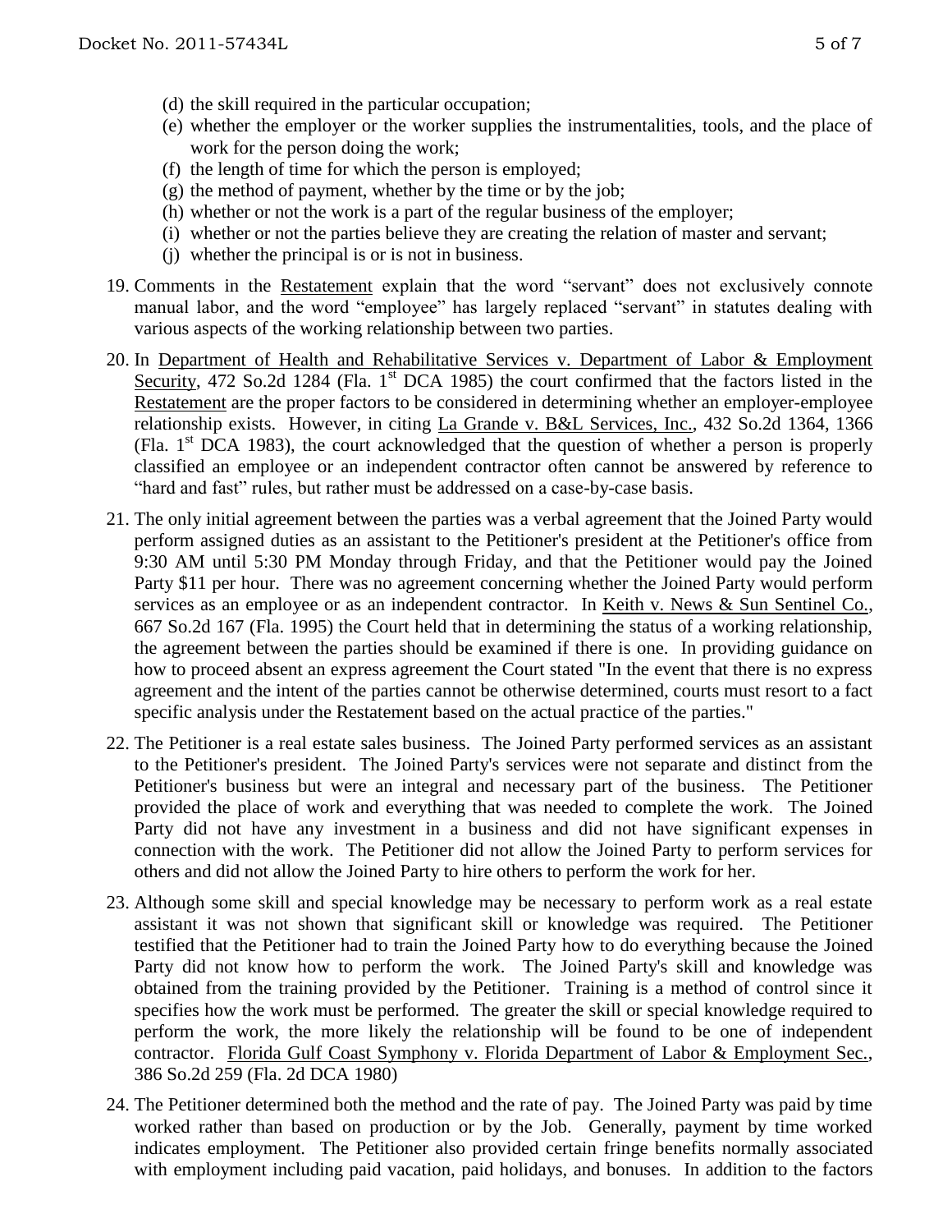- (d) the skill required in the particular occupation;
- (e) whether the employer or the worker supplies the instrumentalities, tools, and the place of work for the person doing the work;
- (f) the length of time for which the person is employed;
- (g) the method of payment, whether by the time or by the job;
- (h) whether or not the work is a part of the regular business of the employer;
- (i) whether or not the parties believe they are creating the relation of master and servant;
- (j) whether the principal is or is not in business.

19. Comments in the Restatement explain that the word "servant" does not exclusively connote manual labor, and the word "employee" has largely replaced "servant" in statutes dealing with various aspects of the working relationship between two parties.

20. In Department of Health and Rehabilitative Services v. Department of Labor & Employment Security, 472 So.2d 1284 (Fla. 1st DCA 1985) the court confirmed that the factors listed in the Restatement are the proper factors to be considered in determining whether an employer-employee relationship exists. However, in citing La Grande v. B&L Services, Inc., 432 So.2d 1364, 1366 (Fla. 1st DCA 1983), the court acknowledged that the question of whether a person is properly classified an employee or an independent contractor often cannot be answered by reference to "hard and fast" rules, but rather must be addressed on a case-by-case basis.

21. The only initial agreement between the parties was a verbal agreement that the Joined Party would perform assigned duties as an assistant to the Petitioner's president at the Petitioner's office from 9:30 AM until 5:30 PM Monday through Friday, and that the Petitioner would pay the Joined Party $11 per hour. There was no agreement concerning whether the Joined Party would perform services as an employee or as an independent contractor. In Keith v. News & Sun Sentinel Co., 667 So.2d 167 (Fla. 1995) the Court held that in determining the status of a working relationship, the agreement between the parties should be examined if there is one. In providing guidance on how to proceed absent an express agreement the Court stated "In the event that there is no express agreement and the intent of the parties cannot be otherwise determined, courts must resort to a fact specific analysis under the Restatement based on the actual practice of the parties."

22. The Petitioner is a real estate sales business. The Joined Party performed services as an assistant to the Petitioner's president. The Joined Party's services were not separate and distinct from the Petitioner's business but were an integral and necessary part of the business. The Petitioner provided the place of work and everything that was needed to complete the work. The Joined Party did not have any investment in a business and did not have significant expenses in connection with the work. The Petitioner did not allow the Joined Party to perform services for others and did not allow the Joined Party to hire others to perform the work for her.

23. Although some skill and special knowledge may be necessary to perform work as a real estate assistant it was not shown that significant skill or knowledge was required. The Petitioner testified that the Petitioner had to train the Joined Party how to do everything because the Joined Party did not know how to perform the work. The Joined Party's skill and knowledge was obtained from the training provided by the Petitioner. Training is a method of control since it specifies how the work must be performed. The greater the skill or special knowledge required to perform the work, the more likely the relationship will be found to be one of independent contractor. Florida Gulf Coast Symphony v. Florida Department of Labor & Employment Sec., 386 So.2d 259 (Fla. 2d DCA 1980)

24. The Petitioner determined both the method and the rate of pay. The Joined Party was paid by time worked rather than based on production or by the Job. Generally, payment by time worked indicates employment. The Petitioner also provided certain fringe benefits normally associated with employment including paid vacation, paid holidays, and bonuses. In addition to the factors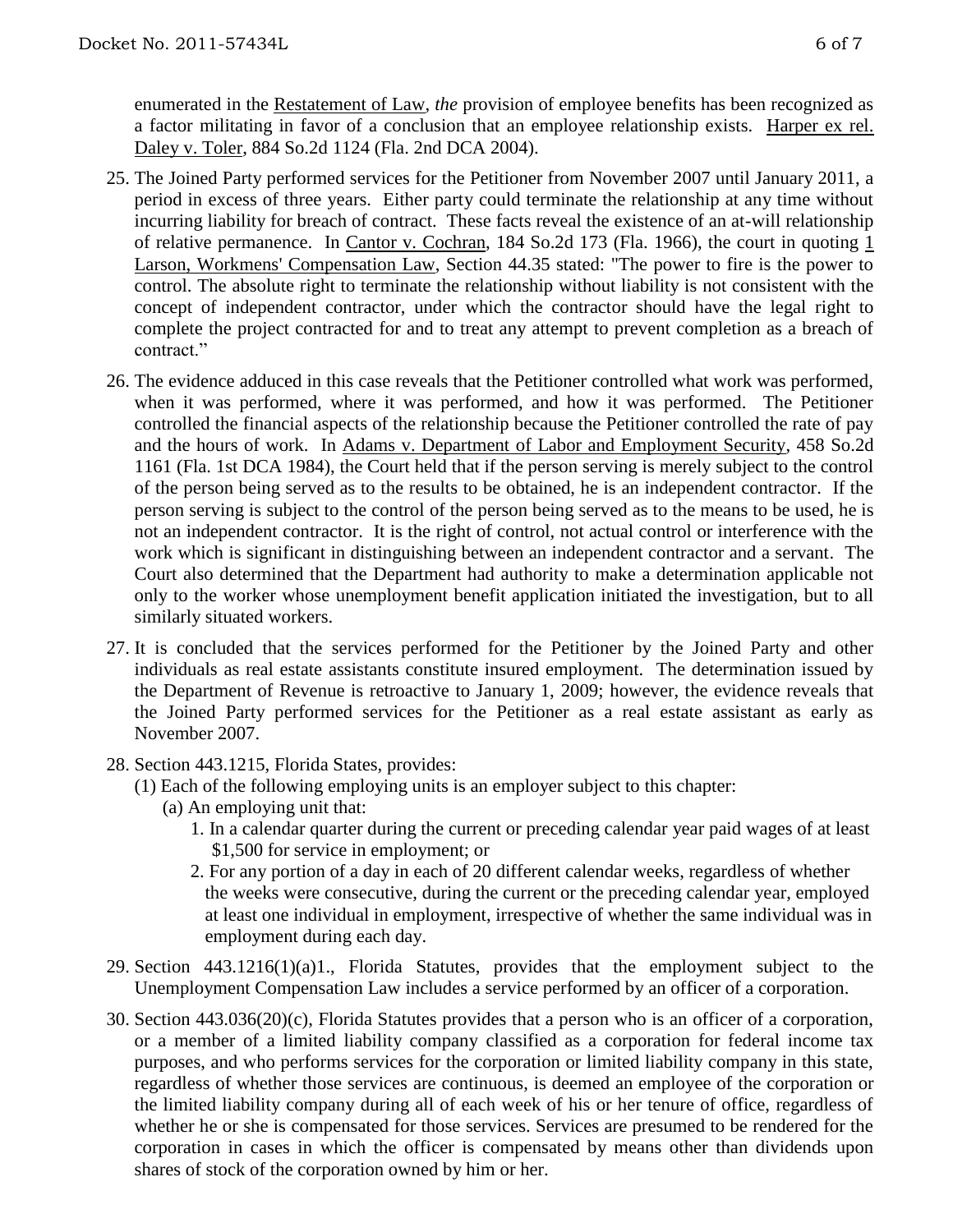enumerated in the Restatement of Law, *the* provision of employee benefits has been recognized as a factor militating in favor of a conclusion that an employee relationship exists. Harper ex rel. Daley v. Toler, 884 So.2d 1124 (Fla. 2nd DCA 2004).

25. The Joined Party performed services for the Petitioner from November 2007 until January 2011, a period in excess of three years. Either party could terminate the relationship at any time without incurring liability for breach of contract. These facts reveal the existence of an at-will relationship of relative permanence. In Cantor v. Cochran, 184 So.2d 173 (Fla. 1966), the court in quoting 1 Larson, Workmens' Compensation Law, Section 44.35 stated: "The power to fire is the power to control. The absolute right to terminate the relationship without liability is not consistent with the concept of independent contractor, under which the contractor should have the legal right to complete the project contracted for and to treat any attempt to prevent completion as a breach of contract."

26. The evidence adduced in this case reveals that the Petitioner controlled what work was performed, when it was performed, where it was performed, and how it was performed. The Petitioner controlled the financial aspects of the relationship because the Petitioner controlled the rate of pay and the hours of work. In Adams v. Department of Labor and Employment Security, 458 So.2d 1161 (Fla. 1st DCA 1984), the Court held that if the person serving is merely subject to the control of the person being served as to the results to be obtained, he is an independent contractor. If the person serving is subject to the control of the person being served as to the means to be used, he is not an independent contractor. It is the right of control, not actual control or interference with the work which is significant in distinguishing between an independent contractor and a servant. The Court also determined that the Department had authority to make a determination applicable not only to the worker whose unemployment benefit application initiated the investigation, but to all similarly situated workers.

27. It is concluded that the services performed for the Petitioner by the Joined Party and other individuals as real estate assistants constitute insured employment. The determination issued by the Department of Revenue is retroactive to January 1, 2009; however, the evidence reveals that the Joined Party performed services for the Petitioner as a real estate assistant as early as November 2007.

28. Section 443.1215, Florida States, provides:
    (1) Each of the following employing units is an employer subject to this chapter:
    (a) An employing unit that:
    1. In a calendar quarter during the current or preceding calendar year paid wages of at least $1,500 for service in employment; or
    2. For any portion of a day in each of 20 different calendar weeks, regardless of whether the weeks were consecutive, during the current or the preceding calendar year, employed at least one individual in employment, irrespective of whether the same individual was in employment during each day.

29. Section 443.1216(1)(a)1., Florida Statutes, provides that the employment subject to the Unemployment Compensation Law includes a service performed by an officer of a corporation.

30. Section 443.036(20)(c), Florida Statutes provides that a person who is an officer of a corporation, or a member of a limited liability company classified as a corporation for federal income tax purposes, and who performs services for the corporation or limited liability company in this state, regardless of whether those services are continuous, is deemed an employee of the corporation or the limited liability company during all of each week of his or her tenure of office, regardless of whether he or she is compensated for those services. Services are presumed to be rendered for the corporation in cases in which the officer is compensated by means other than dividends upon shares of stock of the corporation owned by him or her.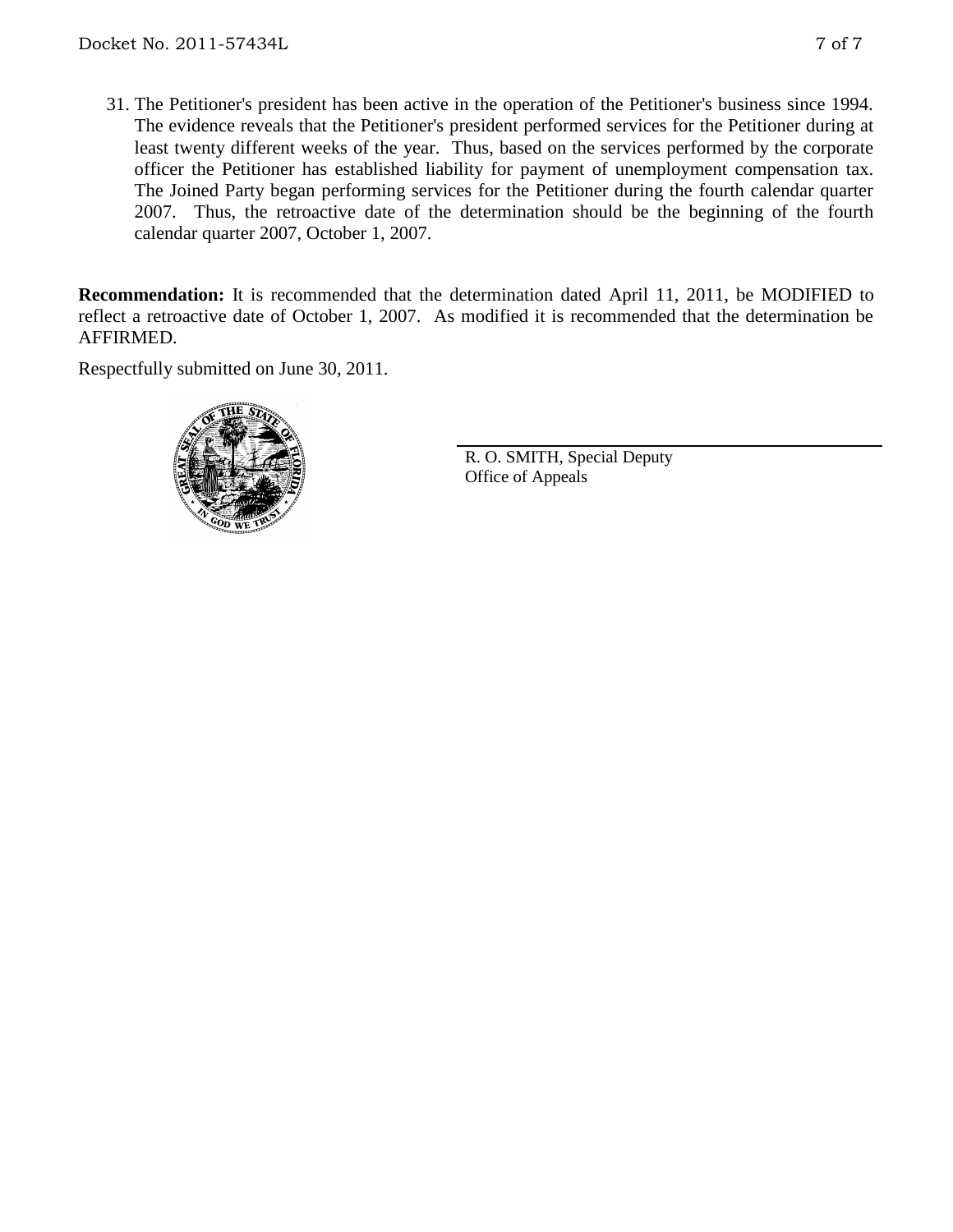31. The Petitioner's president has been active in the operation of the Petitioner's business since 1994. The evidence reveals that the Petitioner's president performed services for the Petitioner during at least twenty different weeks of the year. Thus, based on the services performed by the corporate officer the Petitioner has established liability for payment of unemployment compensation tax. The Joined Party began performing services for the Petitioner during the fourth calendar quarter 2007. Thus, the retroactive date of the determination should be the beginning of the fourth calendar quarter 2007, October 1, 2007.

**Recommendation:** It is recommended that the determination dated April 11, 2011, be MODIFIED to reflect a retroactive date of October 1, 2007. As modified it is recommended that the determination be AFFIRMED.

Respectfully submitted on June 30, 2011.

R. O. SMITH, Special Deputy
Office of Appeals